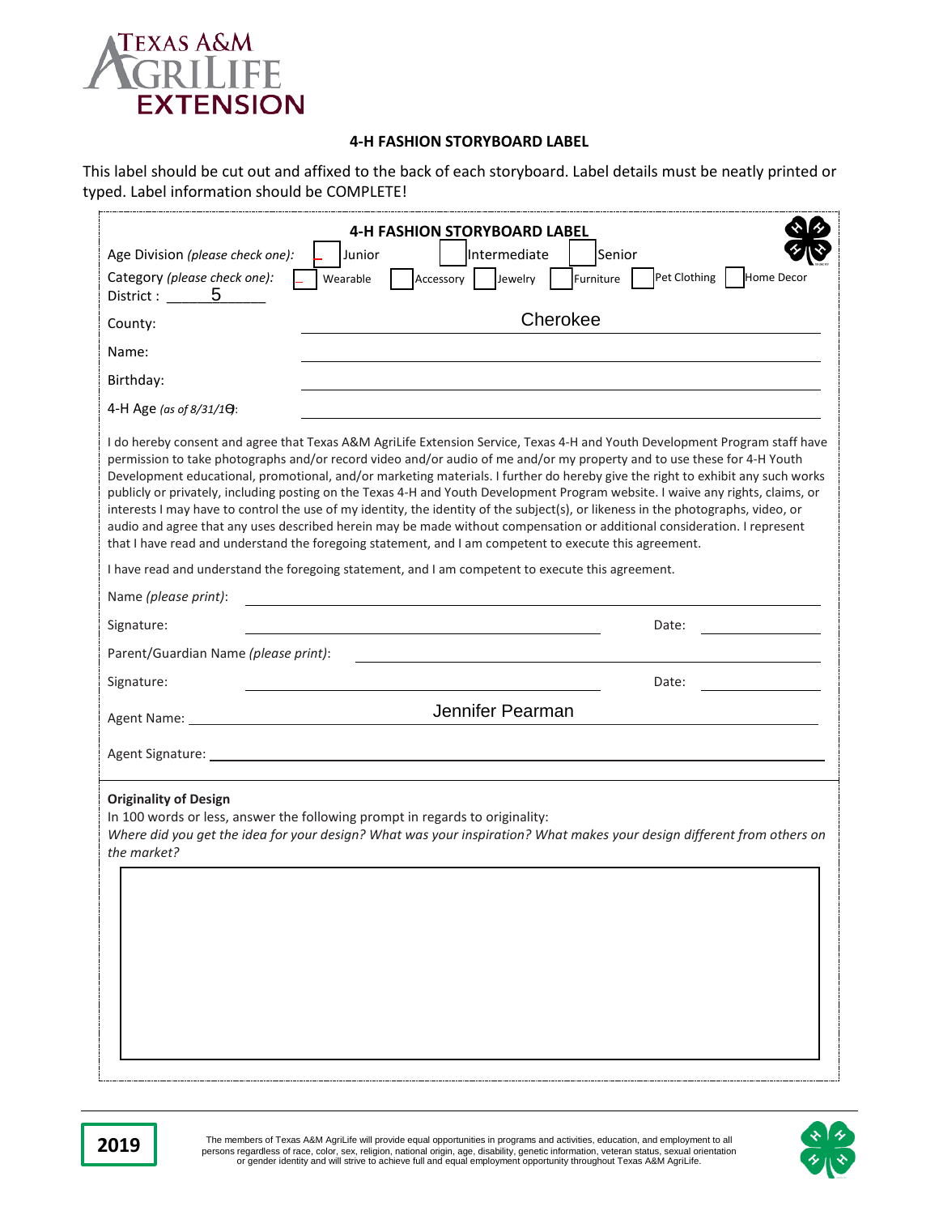Texas A&M AgriLife Extension

**4-H FASHION STORYBOARD LABEL**

This label should be cut out and affixed to the back of each storyboard. Label details must be neatly printed or typed. Label information should be COMPLETE!

**4-H FASHION STORYBOARD LABEL**

Age Division *(please check one)*: ☐ Junior ☐ Intermediate ☐ Senior

Category *(please check one)*: ☐ Wearable ☐ Accessory ☐ Jewelry ☐ Furniture ☐ Pet Clothing ☐ Home Decor

District : 5

County: Cherokee

Name: ______________________

Birthday: ______________________

4-H Age *(as of 8/31/19)*: ______________________

I do hereby consent and agree that Texas A&M AgriLife Extension Service, Texas 4-H and Youth Development Program staff have permission to take photographs and/or record video and/or audio of me and/or my property and to use these for 4-H Youth Development educational, promotional, and/or marketing materials. I further do hereby give the right to exhibit any such works publicly or privately, including posting on the Texas 4-H and Youth Development Program website. I waive any rights, claims, or interests I may have to control the use of my identity, the identity of the subject(s), or likeness in the photographs, video, or audio and agree that any uses described herein may be made without compensation or additional consideration. I represent that I have read and understand the foregoing statement, and I am competent to execute this agreement.

I have read and understand the foregoing statement, and I am competent to execute this agreement.

Name *(please print)*: ______________________

Signature: ______________________ Date: __________

Parent/Guardian Name *(please print)*: ______________________

Signature: ______________________ Date: __________

Agent Name: Jennifer Pearman

Agent Signature: ______________________

**Originality of Design**

In 100 words or less, answer the following prompt in regards to originality:

*Where did you get the idea for your design? What was your inspiration? What makes your design different from others on the market?*

**2019**

The members of Texas A&M AgriLife will provide equal opportunities in programs and activities, education, and employment to all persons regardless of race, color, sex, religion, national origin, age, disability, genetic information, veteran status, sexual orientation or gender identity and will strive to achieve full and equal employment opportunity throughout Texas A&M AgriLife.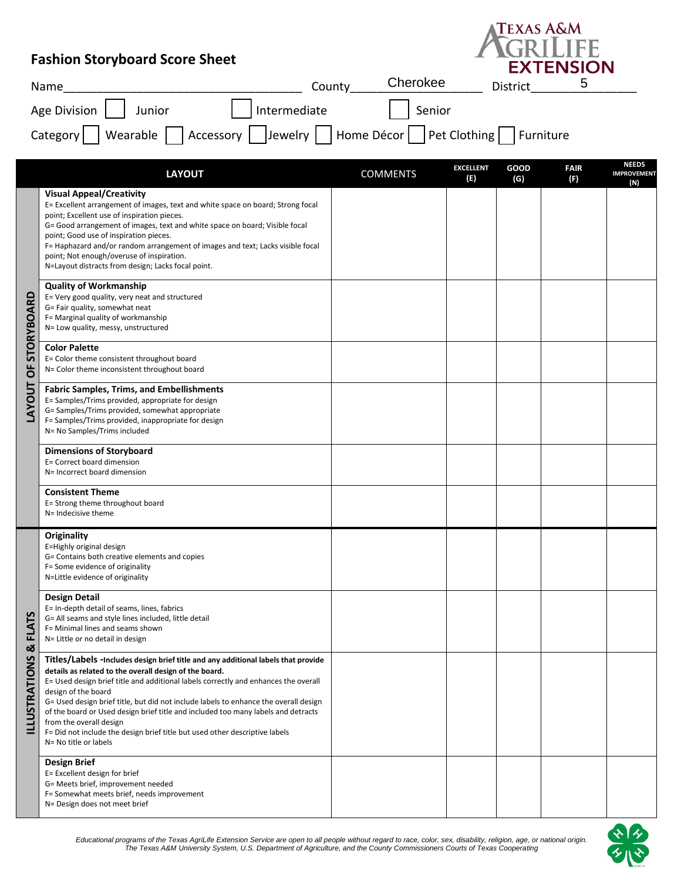## Fashion Storyboard Score Sheet

Name_________________________________ County Cherokee District 5

Age Division ☐ Junior ☐ Intermediate ☐ Senior

Category ☐ Wearable ☐ Accessory ☐ Jewelry ☐ Home Décor ☐ Pet Clothing ☐ Furniture

| | LAYOUT | COMMENTS | EXCELLENT (E) | GOOD (G) | FAIR (F) | NEEDS IMPROVEMENT (N) |
|---|---|---|---|---|---|---|
| LAYOUT OF STORYBOARD | **Visual Appeal/Creativity**<br>E= Excellent arrangement of images, text and white space on board; Strong focal point; Excellent use of inspiration pieces.<br>G= Good arrangement of images, text and white space on board; Visible focal point; Good use of inspiration pieces.<br>F= Haphazard and/or random arrangement of images and text; Lacks visible focal point; Not enough/overuse of inspiration.<br>N=Layout distracts from design; Lacks focal point. | | | | | |
| | **Quality of Workmanship**<br>E= Very good quality, very neat and structured<br>G= Fair quality, somewhat neat<br>F= Marginal quality of workmanship<br>N= Low quality, messy, unstructured | | | | | |
| | **Color Palette**<br>E= Color theme consistent throughout board<br>N= Color theme inconsistent throughout board | | | | | |
| | **Fabric Samples, Trims, and Embellishments**<br>E= Samples/Trims provided, appropriate for design<br>G= Samples/Trims provided, somewhat appropriate<br>F= Samples/Trims provided, inappropriate for design<br>N= No Samples/Trims included | | | | | |
| | **Dimensions of Storyboard**<br>E= Correct board dimension<br>N= Incorrect board dimension | | | | | |
| | **Consistent Theme**<br>E= Strong theme throughout board<br>N= Indecisive theme | | | | | |
| ILLUSTRATIONS & FLATS | **Originality**<br>E=Highly original design<br>G= Contains both creative elements and copies<br>F= Some evidence of originality<br>N=Little evidence of originality | | | | | |
| | **Design Detail**<br>E= In-depth detail of seams, lines, fabrics<br>G= All seams and style lines included, little detail<br>F= Minimal lines and seams shown<br>N= Little or no detail in design | | | | | |
| | **Titles/Labels** -**Includes design brief title and any additional labels that provide details as related to the overall design of the board.**<br>E= Used design brief title and additional labels correctly and enhances the overall design of the board<br>G= Used design brief title, but did not include labels to enhance the overall design of the board or Used design brief title and included too many labels and detracts from the overall design<br>F= Did not include the design brief title but used other descriptive labels<br>N= No title or labels | | | | | |
| | **Design Brief**<br>E= Excellent design for brief<br>G= Meets brief, improvement needed<br>F= Somewhat meets brief, needs improvement<br>N= Design does not meet brief | | | | | |

*Educational programs of the Texas AgriLife Extension Service are open to all people without regard to race, color, sex, disability, religion, age, or national origin. The Texas A&M University System, U.S. Department of Agriculture, and the County Commissioners Courts of Texas Cooperating*